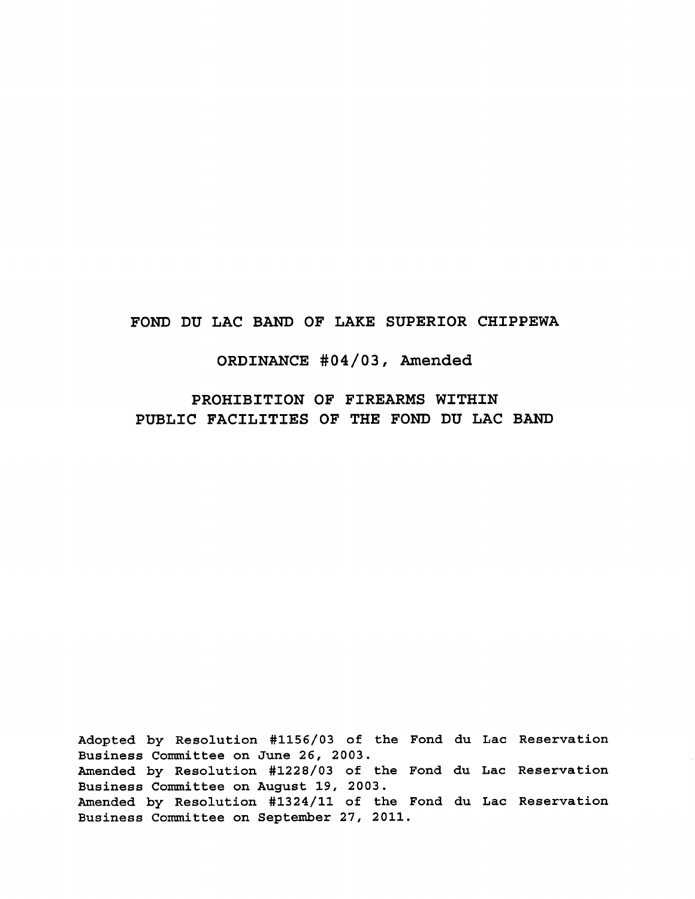# FOND DU LAC BAND OF LAKE SUPERIOR CHIPPEWA

## ORDINANCE #04/03, Amended

## PROHIBITION OF FIREARMS WITHIN PUBLIC FACILITIES OF THE FOND DU LAC BAND

Adopted by Resolution #1156/03 of the Fond du Lac Reservation Business Committee on June 26, 2003.
Amended by Resolution #1228/03 of the Fond du Lac Reservation Business Committee on August 19, 2003.
Amended by Resolution #1324/11 of the Fond du Lac Reservation Business Committee on September 27, 2011.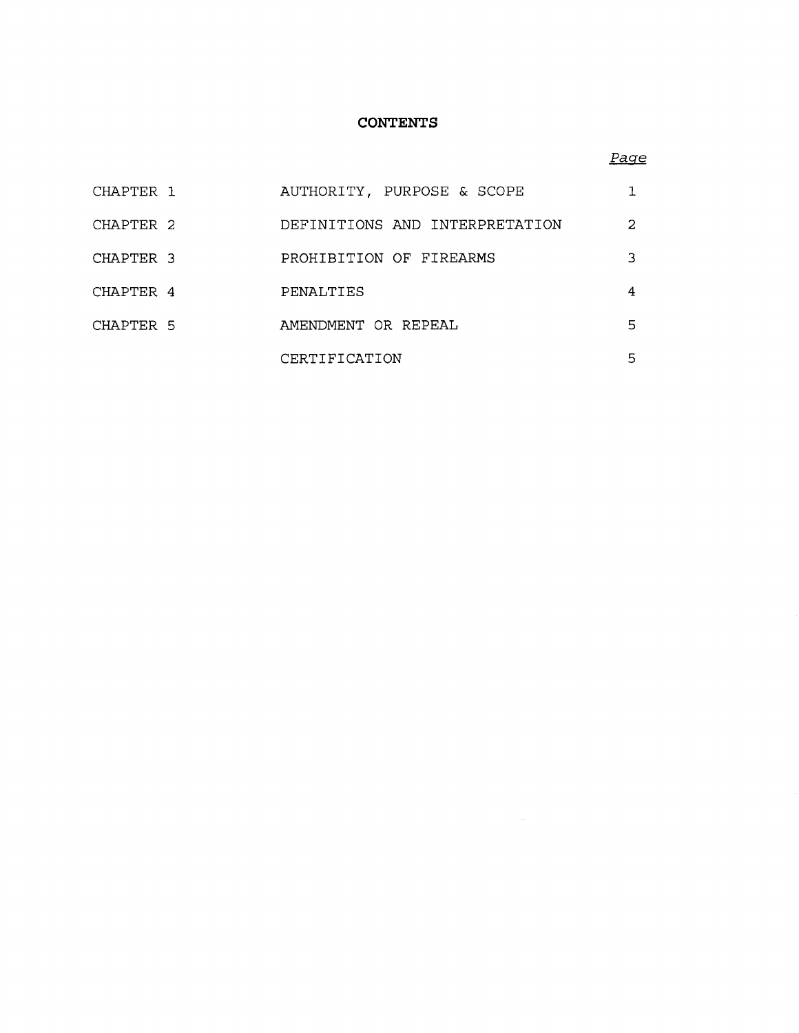# CONTENTS

| | | Page |
|---|---|---|
| CHAPTER 1 | AUTHORITY, PURPOSE & SCOPE | 1 |
| CHAPTER 2 | DEFINITIONS AND INTERPRETATION | 2 |
| CHAPTER 3 | PROHIBITION OF FIREARMS | 3 |
| CHAPTER 4 | PENALTIES | 4 |
| CHAPTER 5 | AMENDMENT OR REPEAL | 5 |
| | CERTIFICATION | 5 |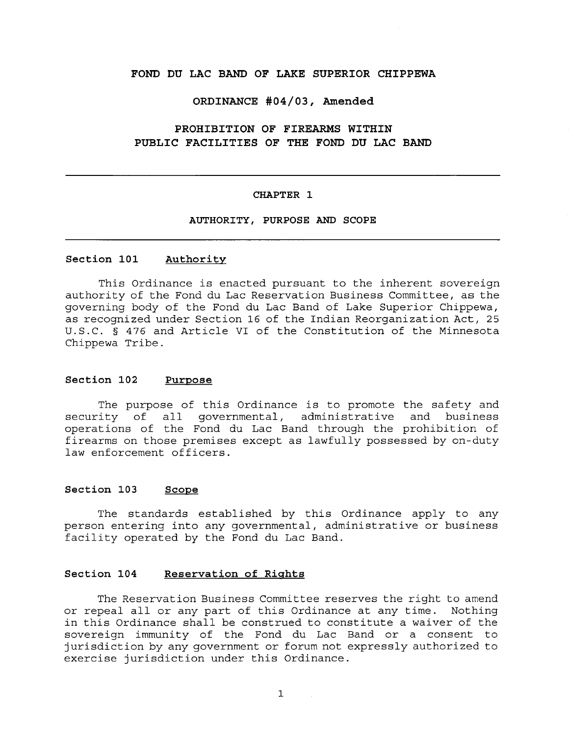# FOND DU LAC BAND OF LAKE SUPERIOR CHIPPEWA

## ORDINANCE #04/03, Amended

## PROHIBITION OF FIREARMS WITHIN PUBLIC FACILITIES OF THE FOND DU LAC BAND

---

## CHAPTER 1

## AUTHORITY, PURPOSE AND SCOPE

---

### Section 101 Authority

This Ordinance is enacted pursuant to the inherent sovereign authority of the Fond du Lac Reservation Business Committee, as the governing body of the Fond du Lac Band of Lake Superior Chippewa, as recognized under Section 16 of the Indian Reorganization Act, 25 U.S.C. § 476 and Article VI of the Constitution of the Minnesota Chippewa Tribe.

### Section 102 Purpose

The purpose of this Ordinance is to promote the safety and security of all governmental, administrative and business operations of the Fond du Lac Band through the prohibition of firearms on those premises except as lawfully possessed by on-duty law enforcement officers.

### Section 103 Scope

The standards established by this Ordinance apply to any person entering into any governmental, administrative or business facility operated by the Fond du Lac Band.

### Section 104 Reservation of Rights

The Reservation Business Committee reserves the right to amend or repeal all or any part of this Ordinance at any time. Nothing in this Ordinance shall be construed to constitute a waiver of the sovereign immunity of the Fond du Lac Band or a consent to jurisdiction by any government or forum not expressly authorized to exercise jurisdiction under this Ordinance.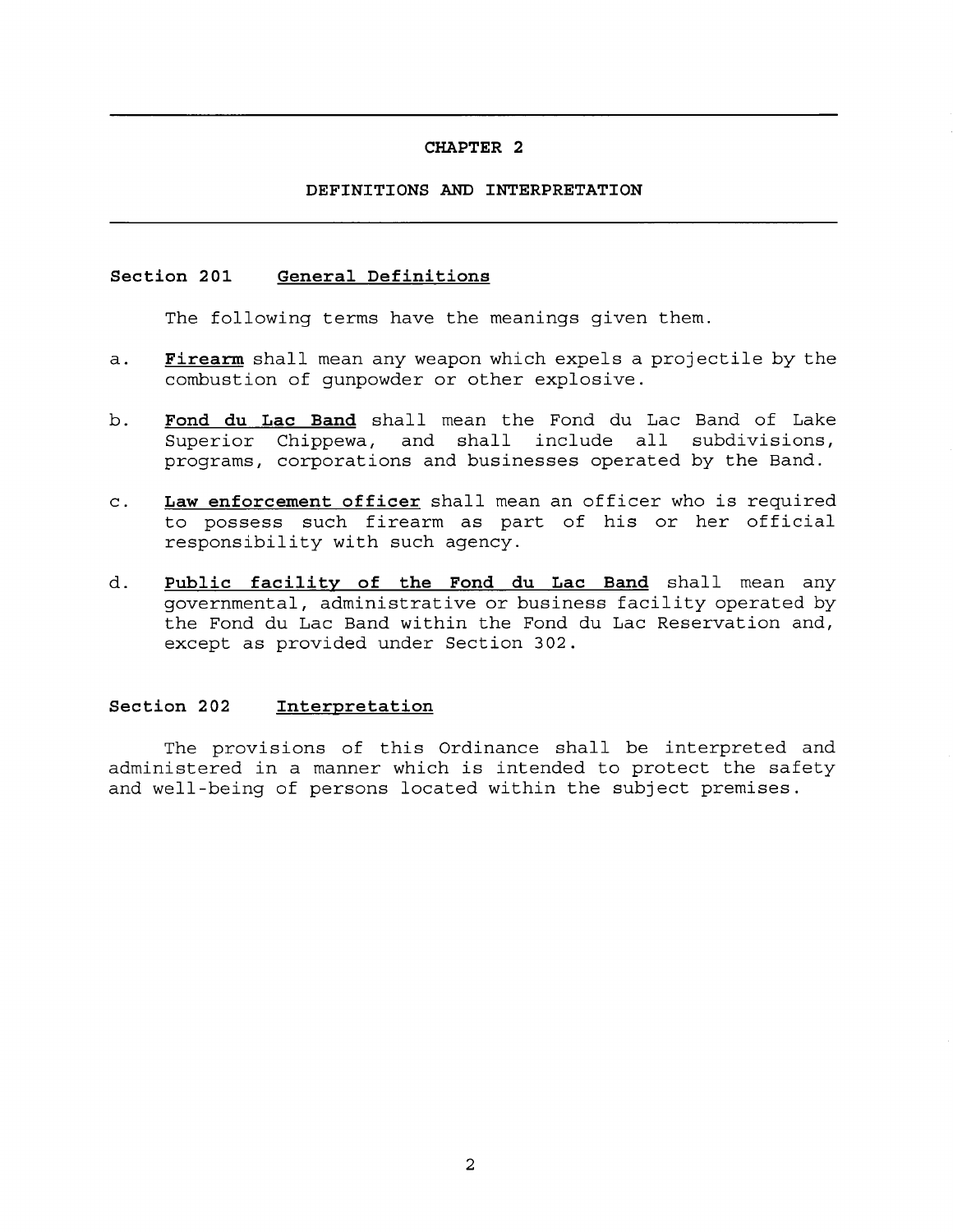# CHAPTER 2

## DEFINITIONS AND INTERPRETATION

### Section 201 General Definitions

The following terms have the meanings given them.

a. **Firearm** shall mean any weapon which expels a projectile by the combustion of gunpowder or other explosive.

b. **Fond du Lac Band** shall mean the Fond du Lac Band of Lake Superior Chippewa, and shall include all subdivisions, programs, corporations and businesses operated by the Band.

c. **Law enforcement officer** shall mean an officer who is required to possess such firearm as part of his or her official responsibility with such agency.

d. **Public facility of the Fond du Lac Band** shall mean any governmental, administrative or business facility operated by the Fond du Lac Band within the Fond du Lac Reservation and, except as provided under Section 302.

### Section 202 Interpretation

The provisions of this Ordinance shall be interpreted and administered in a manner which is intended to protect the safety and well-being of persons located within the subject premises.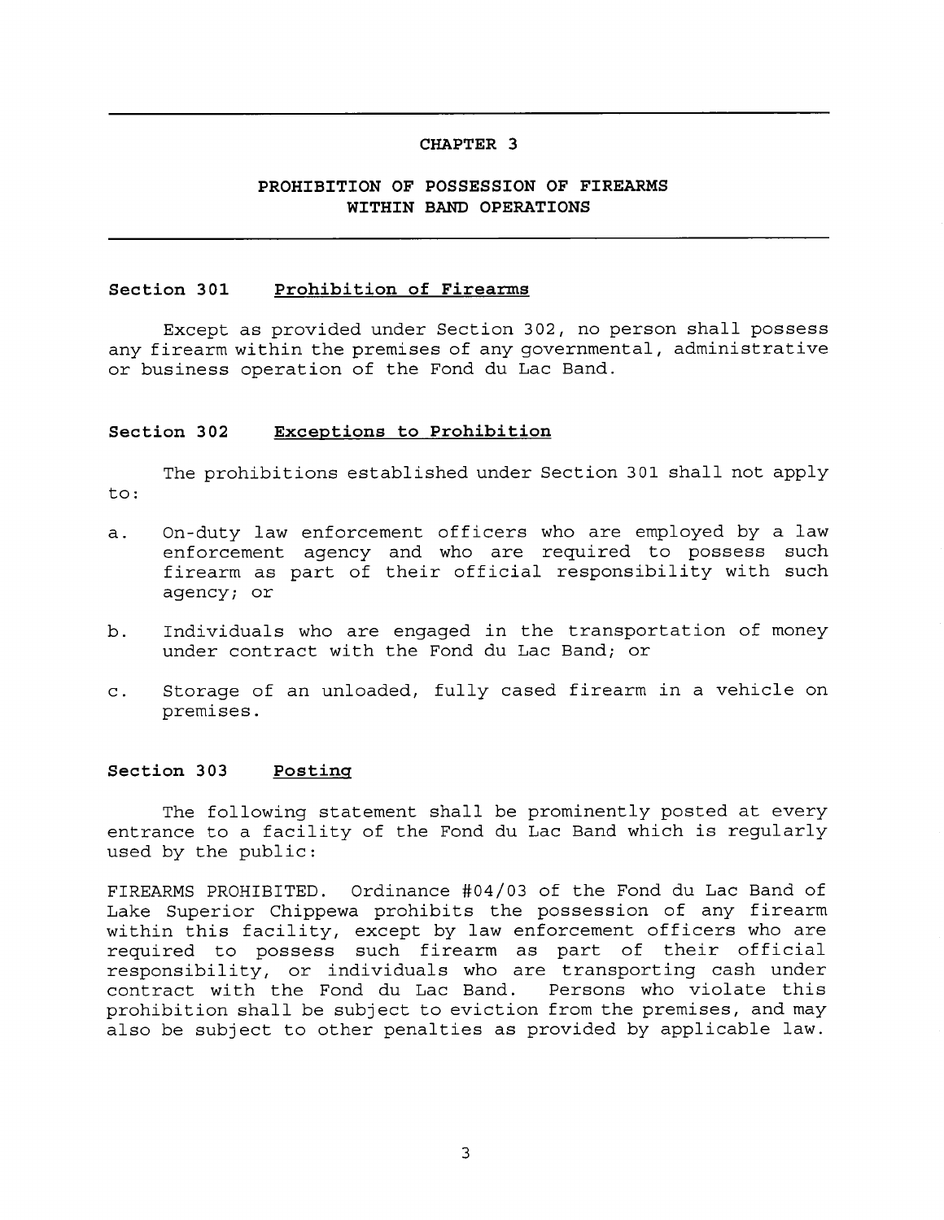# CHAPTER 3

## PROHIBITION OF POSSESSION OF FIREARMS WITHIN BAND OPERATIONS

### Section 301 Prohibition of Firearms

Except as provided under Section 302, no person shall possess any firearm within the premises of any governmental, administrative or business operation of the Fond du Lac Band.

### Section 302 Exceptions to Prohibition

The prohibitions established under Section 301 shall not apply to:

a. On-duty law enforcement officers who are employed by a law enforcement agency and who are required to possess such firearm as part of their official responsibility with such agency; or

b. Individuals who are engaged in the transportation of money under contract with the Fond du Lac Band; or

c. Storage of an unloaded, fully cased firearm in a vehicle on premises.

### Section 303 Posting

The following statement shall be prominently posted at every entrance to a facility of the Fond du Lac Band which is regularly used by the public:

FIREARMS PROHIBITED. Ordinance #04/03 of the Fond du Lac Band of Lake Superior Chippewa prohibits the possession of any firearm within this facility, except by law enforcement officers who are required to possess such firearm as part of their official responsibility, or individuals who are transporting cash under contract with the Fond du Lac Band. Persons who violate this prohibition shall be subject to eviction from the premises, and may also be subject to other penalties as provided by applicable law.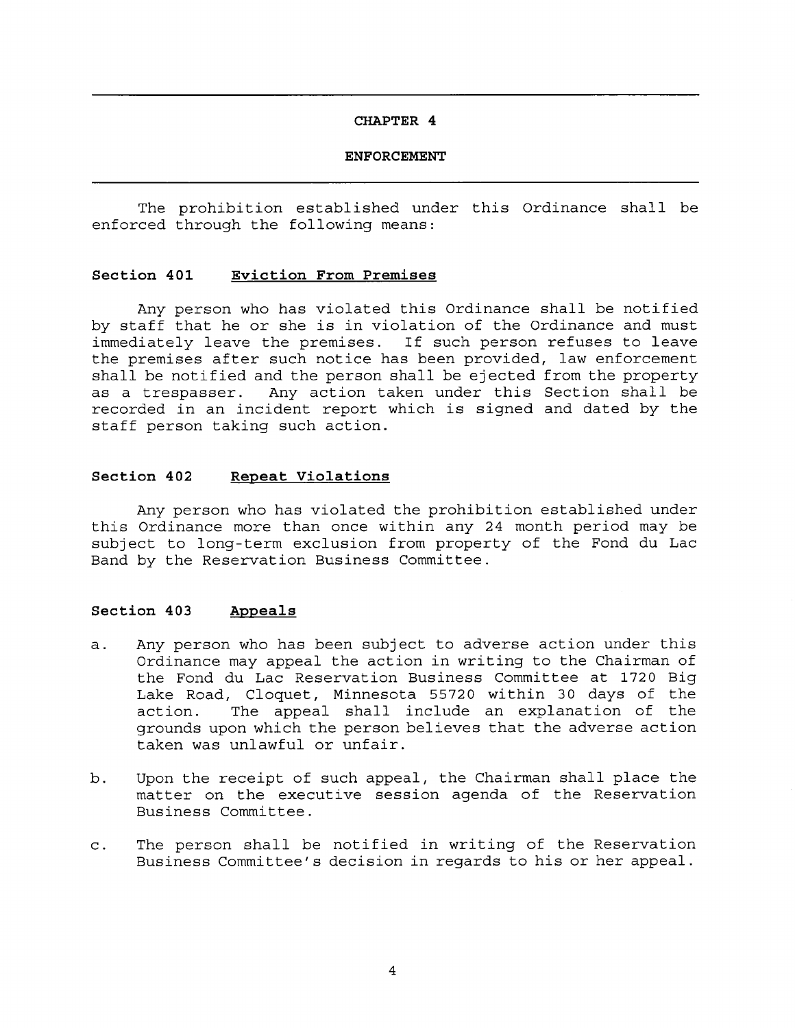# CHAPTER 4

# ENFORCEMENT

The prohibition established under this Ordinance shall be enforced through the following means:

### Section 401 Eviction From Premises

Any person who has violated this Ordinance shall be notified by staff that he or she is in violation of the Ordinance and must immediately leave the premises. If such person refuses to leave the premises after such notice has been provided, law enforcement shall be notified and the person shall be ejected from the property as a trespasser. Any action taken under this Section shall be recorded in an incident report which is signed and dated by the staff person taking such action.

### Section 402 Repeat Violations

Any person who has violated the prohibition established under this Ordinance more than once within any 24 month period may be subject to long-term exclusion from property of the Fond du Lac Band by the Reservation Business Committee.

### Section 403 Appeals

a. Any person who has been subject to adverse action under this Ordinance may appeal the action in writing to the Chairman of the Fond du Lac Reservation Business Committee at 1720 Big Lake Road, Cloquet, Minnesota 55720 within 30 days of the action. The appeal shall include an explanation of the grounds upon which the person believes that the adverse action taken was unlawful or unfair.

b. Upon the receipt of such appeal, the Chairman shall place the matter on the executive session agenda of the Reservation Business Committee.

c. The person shall be notified in writing of the Reservation Business Committee's decision in regards to his or her appeal.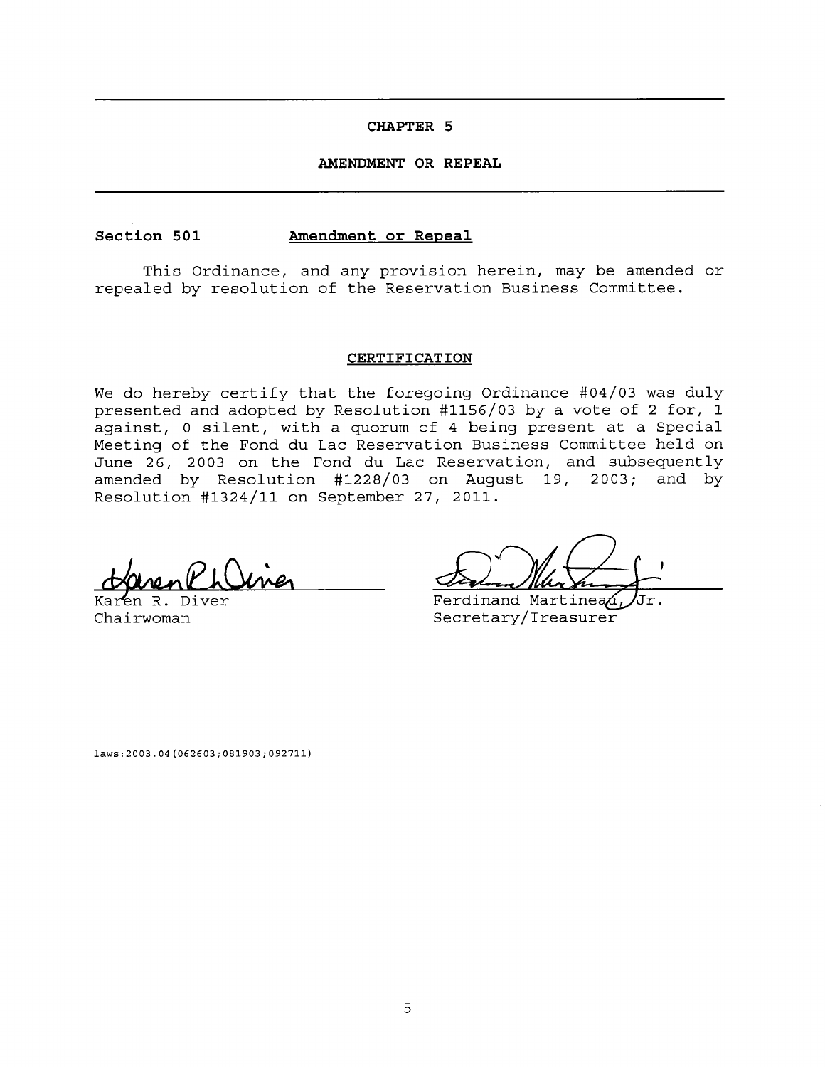# CHAPTER 5

## AMENDMENT OR REPEAL

**Section 501** **Amendment or Repeal**

This Ordinance, and any provision herein, may be amended or repealed by resolution of the Reservation Business Committee.

## CERTIFICATION

We do hereby certify that the foregoing Ordinance #04/03 was duly presented and adopted by Resolution #1156/03 by a vote of 2 for, 1 against, 0 silent, with a quorum of 4 being present at a Special Meeting of the Fond du Lac Reservation Business Committee held on June 26, 2003 on the Fond du Lac Reservation, and subsequently amended by Resolution #1228/03 on August 19, 2003; and by Resolution #1324/11 on September 27, 2011.

Karen R. Diver
Chairwoman

Ferdinand Martineau, Jr.
Secretary/Treasurer

laws:2003.04(062603;081903;092711)